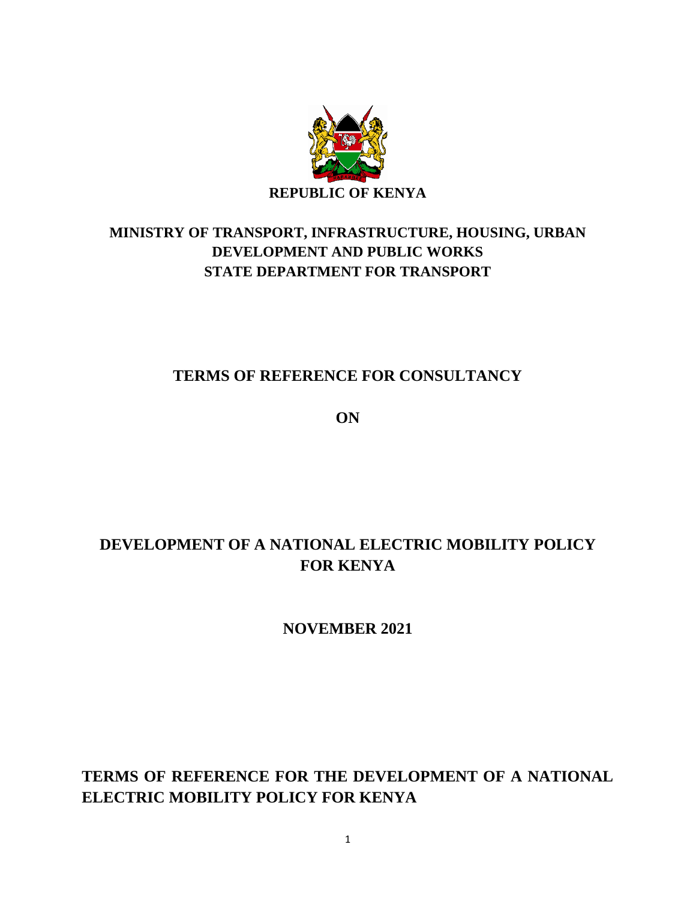**REPUBLIC OF KENYA**

**MINISTRY OF TRANSPORT, INFRASTRUCTURE, HOUSING, URBAN DEVELOPMENT AND PUBLIC WORKS**
**STATE DEPARTMENT FOR TRANSPORT**

**TERMS OF REFERENCE FOR CONSULTANCY**

**ON**

# DEVELOPMENT OF A NATIONAL ELECTRIC MOBILITY POLICY FOR KENYA

**NOVEMBER 2021**

## TERMS OF REFERENCE FOR THE DEVELOPMENT OF A NATIONAL ELECTRIC MOBILITY POLICY FOR KENYA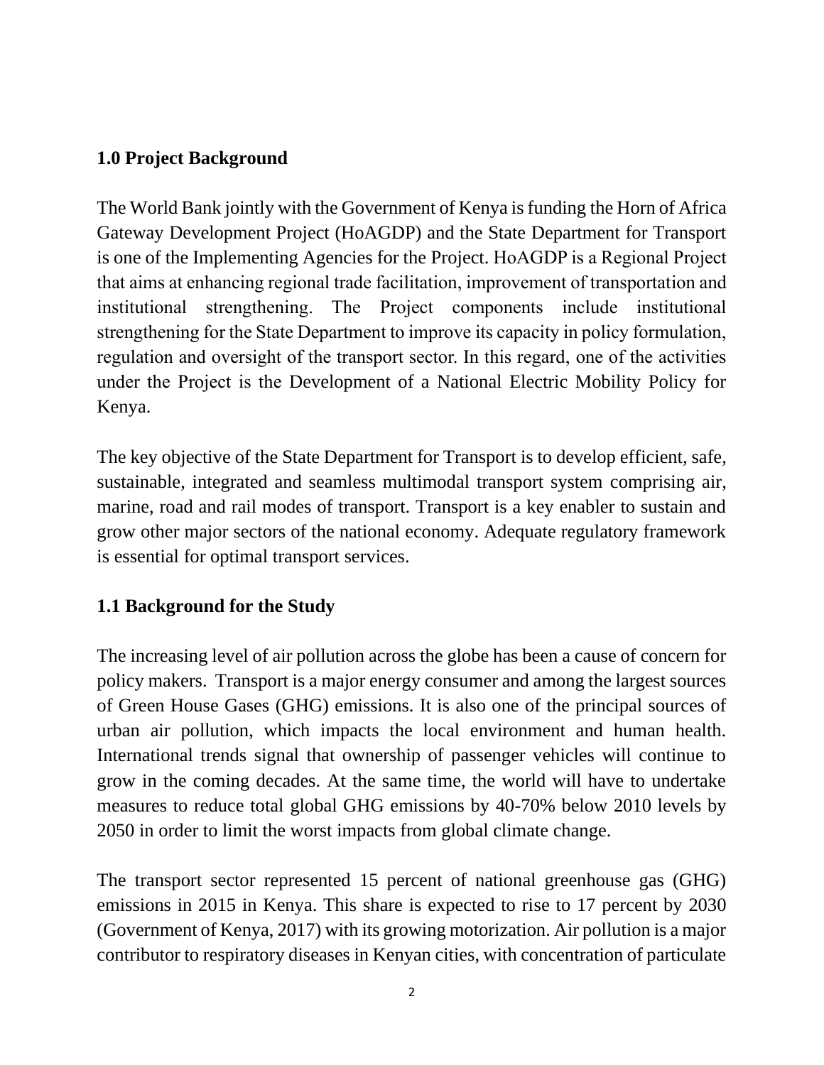## 1.0 Project Background

The World Bank jointly with the Government of Kenya is funding the Horn of Africa Gateway Development Project (HoAGDP) and the State Department for Transport is one of the Implementing Agencies for the Project. HoAGDP is a Regional Project that aims at enhancing regional trade facilitation, improvement of transportation and institutional strengthening. The Project components include institutional strengthening for the State Department to improve its capacity in policy formulation, regulation and oversight of the transport sector. In this regard, one of the activities under the Project is the Development of a National Electric Mobility Policy for Kenya.

The key objective of the State Department for Transport is to develop efficient, safe, sustainable, integrated and seamless multimodal transport system comprising air, marine, road and rail modes of transport. Transport is a key enabler to sustain and grow other major sectors of the national economy. Adequate regulatory framework is essential for optimal transport services.

## 1.1 Background for the Study

The increasing level of air pollution across the globe has been a cause of concern for policy makers. Transport is a major energy consumer and among the largest sources of Green House Gases (GHG) emissions. It is also one of the principal sources of urban air pollution, which impacts the local environment and human health. International trends signal that ownership of passenger vehicles will continue to grow in the coming decades. At the same time, the world will have to undertake measures to reduce total global GHG emissions by 40-70% below 2010 levels by 2050 in order to limit the worst impacts from global climate change.

The transport sector represented 15 percent of national greenhouse gas (GHG) emissions in 2015 in Kenya. This share is expected to rise to 17 percent by 2030 (Government of Kenya, 2017) with its growing motorization. Air pollution is a major contributor to respiratory diseases in Kenyan cities, with concentration of particulate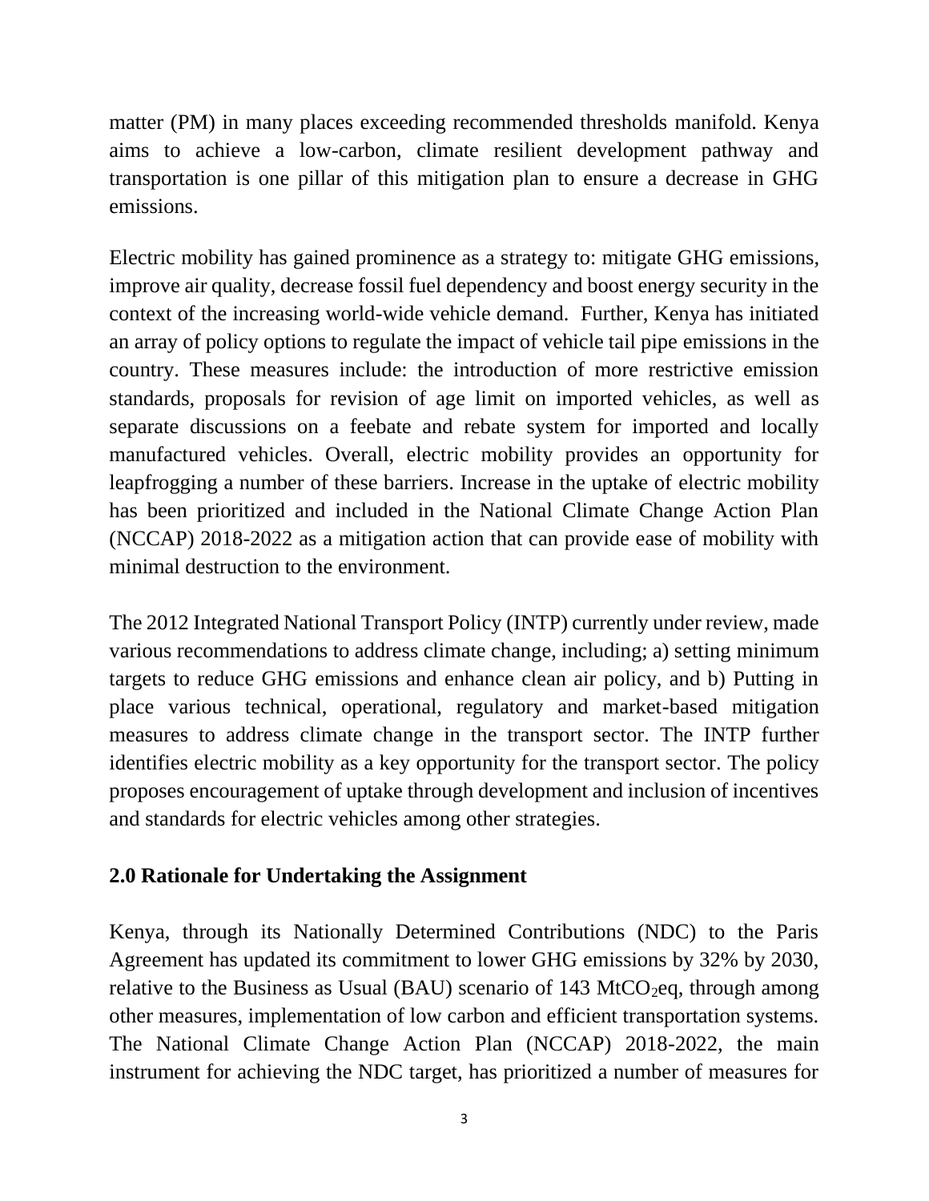matter (PM) in many places exceeding recommended thresholds manifold. Kenya aims to achieve a low-carbon, climate resilient development pathway and transportation is one pillar of this mitigation plan to ensure a decrease in GHG emissions.

Electric mobility has gained prominence as a strategy to: mitigate GHG emissions, improve air quality, decrease fossil fuel dependency and boost energy security in the context of the increasing world-wide vehicle demand. Further, Kenya has initiated an array of policy options to regulate the impact of vehicle tail pipe emissions in the country. These measures include: the introduction of more restrictive emission standards, proposals for revision of age limit on imported vehicles, as well as separate discussions on a feebate and rebate system for imported and locally manufactured vehicles. Overall, electric mobility provides an opportunity for leapfrogging a number of these barriers. Increase in the uptake of electric mobility has been prioritized and included in the National Climate Change Action Plan (NCCAP) 2018-2022 as a mitigation action that can provide ease of mobility with minimal destruction to the environment.

The 2012 Integrated National Transport Policy (INTP) currently under review, made various recommendations to address climate change, including; a) setting minimum targets to reduce GHG emissions and enhance clean air policy, and b) Putting in place various technical, operational, regulatory and market-based mitigation measures to address climate change in the transport sector. The INTP further identifies electric mobility as a key opportunity for the transport sector. The policy proposes encouragement of uptake through development and inclusion of incentives and standards for electric vehicles among other strategies.

## 2.0 Rationale for Undertaking the Assignment

Kenya, through its Nationally Determined Contributions (NDC) to the Paris Agreement has updated its commitment to lower GHG emissions by 32% by 2030, relative to the Business as Usual (BAU) scenario of 143 $MtCO_2eq$, through among other measures, implementation of low carbon and efficient transportation systems. The National Climate Change Action Plan (NCCAP) 2018-2022, the main instrument for achieving the NDC target, has prioritized a number of measures for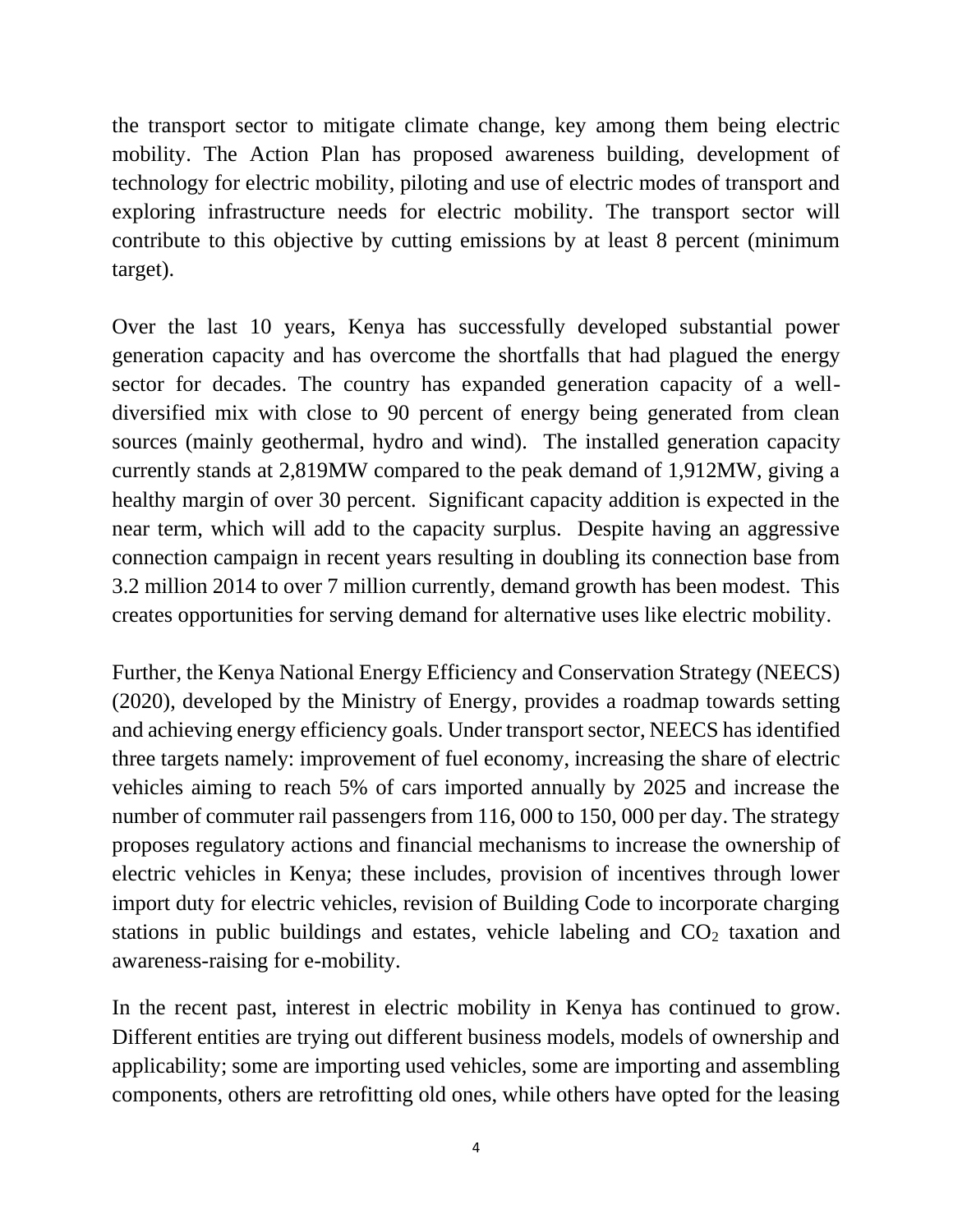the transport sector to mitigate climate change, key among them being electric mobility. The Action Plan has proposed awareness building, development of technology for electric mobility, piloting and use of electric modes of transport and exploring infrastructure needs for electric mobility. The transport sector will contribute to this objective by cutting emissions by at least 8 percent (minimum target).

Over the last 10 years, Kenya has successfully developed substantial power generation capacity and has overcome the shortfalls that had plagued the energy sector for decades. The country has expanded generation capacity of a well-diversified mix with close to 90 percent of energy being generated from clean sources (mainly geothermal, hydro and wind). The installed generation capacity currently stands at 2,819MW compared to the peak demand of 1,912MW, giving a healthy margin of over 30 percent. Significant capacity addition is expected in the near term, which will add to the capacity surplus. Despite having an aggressive connection campaign in recent years resulting in doubling its connection base from 3.2 million 2014 to over 7 million currently, demand growth has been modest. This creates opportunities for serving demand for alternative uses like electric mobility.

Further, the Kenya National Energy Efficiency and Conservation Strategy (NEECS) (2020), developed by the Ministry of Energy, provides a roadmap towards setting and achieving energy efficiency goals. Under transport sector, NEECS has identified three targets namely: improvement of fuel economy, increasing the share of electric vehicles aiming to reach 5% of cars imported annually by 2025 and increase the number of commuter rail passengers from 116, 000 to 150, 000 per day. The strategy proposes regulatory actions and financial mechanisms to increase the ownership of electric vehicles in Kenya; these includes, provision of incentives through lower import duty for electric vehicles, revision of Building Code to incorporate charging stations in public buildings and estates, vehicle labeling and $CO_2$ taxation and awareness-raising for e-mobility.

In the recent past, interest in electric mobility in Kenya has continued to grow. Different entities are trying out different business models, models of ownership and applicability; some are importing used vehicles, some are importing and assembling components, others are retrofitting old ones, while others have opted for the leasing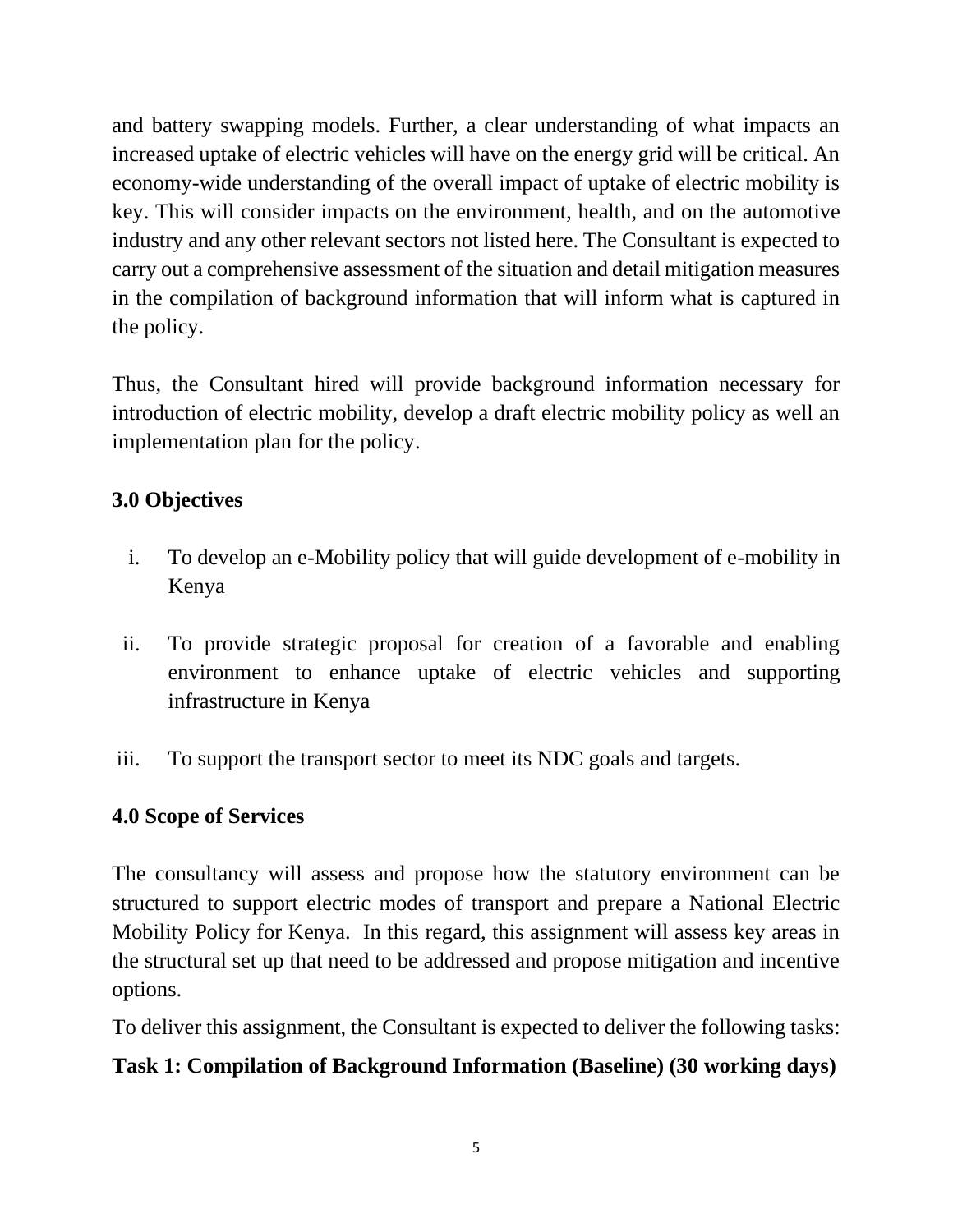and battery swapping models. Further, a clear understanding of what impacts an increased uptake of electric vehicles will have on the energy grid will be critical. An economy-wide understanding of the overall impact of uptake of electric mobility is key. This will consider impacts on the environment, health, and on the automotive industry and any other relevant sectors not listed here. The Consultant is expected to carry out a comprehensive assessment of the situation and detail mitigation measures in the compilation of background information that will inform what is captured in the policy.

Thus, the Consultant hired will provide background information necessary for introduction of electric mobility, develop a draft electric mobility policy as well an implementation plan for the policy.

## 3.0 Objectives

i. To develop an e-Mobility policy that will guide development of e-mobility in Kenya

ii. To provide strategic proposal for creation of a favorable and enabling environment to enhance uptake of electric vehicles and supporting infrastructure in Kenya

iii. To support the transport sector to meet its NDC goals and targets.

## 4.0 Scope of Services

The consultancy will assess and propose how the statutory environment can be structured to support electric modes of transport and prepare a National Electric Mobility Policy for Kenya. In this regard, this assignment will assess key areas in the structural set up that need to be addressed and propose mitigation and incentive options.

To deliver this assignment, the Consultant is expected to deliver the following tasks:

**Task 1: Compilation of Background Information (Baseline) (30 working days)**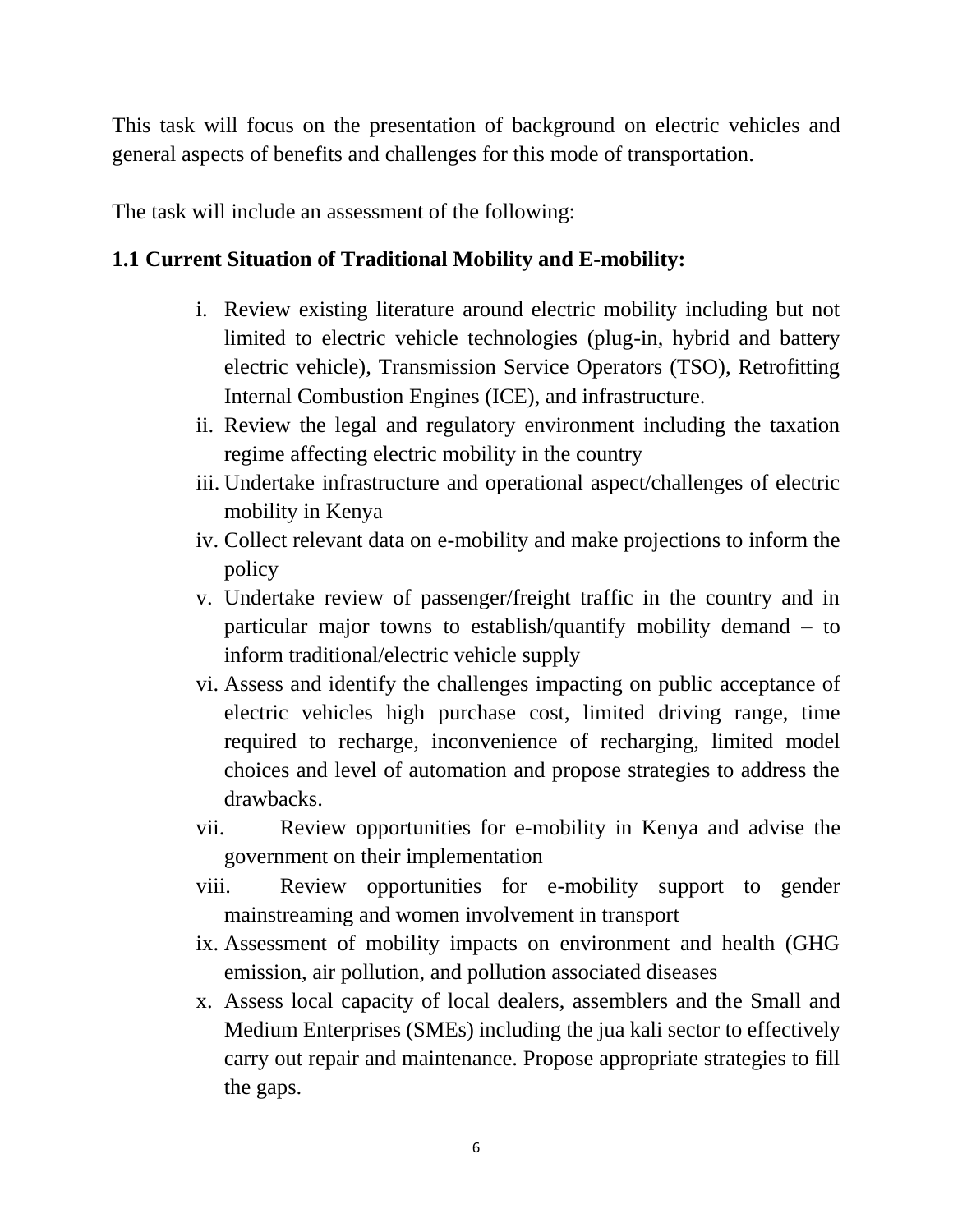This task will focus on the presentation of background on electric vehicles and general aspects of benefits and challenges for this mode of transportation.

The task will include an assessment of the following:

### 1.1 Current Situation of Traditional Mobility and E-mobility:

i. Review existing literature around electric mobility including but not limited to electric vehicle technologies (plug-in, hybrid and battery electric vehicle), Transmission Service Operators (TSO), Retrofitting Internal Combustion Engines (ICE), and infrastructure.
ii. Review the legal and regulatory environment including the taxation regime affecting electric mobility in the country
iii. Undertake infrastructure and operational aspect/challenges of electric mobility in Kenya
iv. Collect relevant data on e-mobility and make projections to inform the policy
v. Undertake review of passenger/freight traffic in the country and in particular major towns to establish/quantify mobility demand – to inform traditional/electric vehicle supply
vi. Assess and identify the challenges impacting on public acceptance of electric vehicles high purchase cost, limited driving range, time required to recharge, inconvenience of recharging, limited model choices and level of automation and propose strategies to address the drawbacks.
vii. Review opportunities for e-mobility in Kenya and advise the government on their implementation
viii. Review opportunities for e-mobility support to gender mainstreaming and women involvement in transport
ix. Assessment of mobility impacts on environment and health (GHG emission, air pollution, and pollution associated diseases
x. Assess local capacity of local dealers, assemblers and the Small and Medium Enterprises (SMEs) including the jua kali sector to effectively carry out repair and maintenance. Propose appropriate strategies to fill the gaps.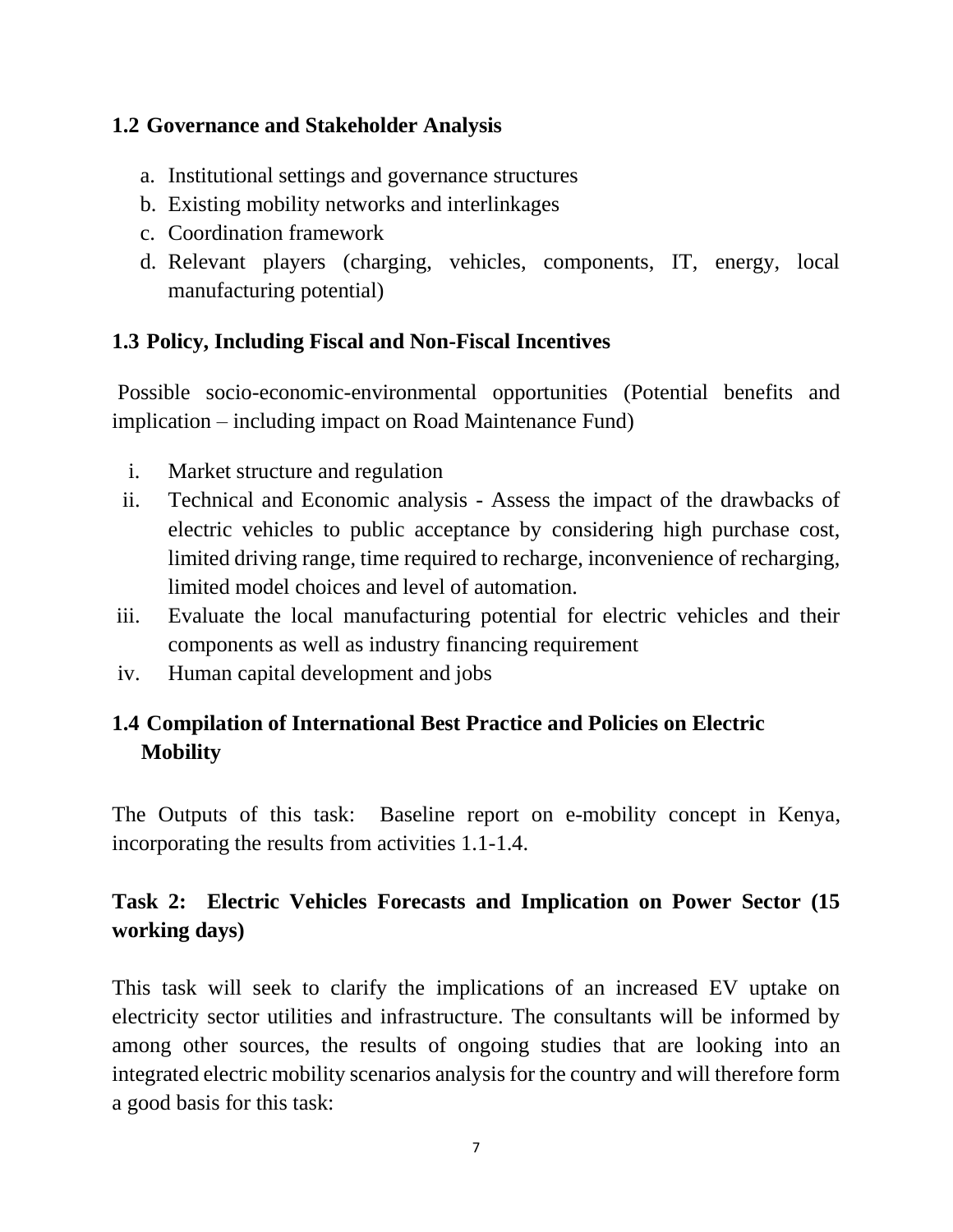### 1.2 Governance and Stakeholder Analysis

a. Institutional settings and governance structures
b. Existing mobility networks and interlinkages
c. Coordination framework
d. Relevant players (charging, vehicles, components, IT, energy, local manufacturing potential)

### 1.3 Policy, Including Fiscal and Non-Fiscal Incentives

Possible socio-economic-environmental opportunities (Potential benefits and implication – including impact on Road Maintenance Fund)

i. Market structure and regulation
ii. Technical and Economic analysis - Assess the impact of the drawbacks of electric vehicles to public acceptance by considering high purchase cost, limited driving range, time required to recharge, inconvenience of recharging, limited model choices and level of automation.
iii. Evaluate the local manufacturing potential for electric vehicles and their components as well as industry financing requirement
iv. Human capital development and jobs

### 1.4 Compilation of International Best Practice and Policies on Electric Mobility

The Outputs of this task: Baseline report on e-mobility concept in Kenya, incorporating the results from activities 1.1-1.4.

## Task 2: Electric Vehicles Forecasts and Implication on Power Sector (15 working days)

This task will seek to clarify the implications of an increased EV uptake on electricity sector utilities and infrastructure. The consultants will be informed by among other sources, the results of ongoing studies that are looking into an integrated electric mobility scenarios analysis for the country and will therefore form a good basis for this task: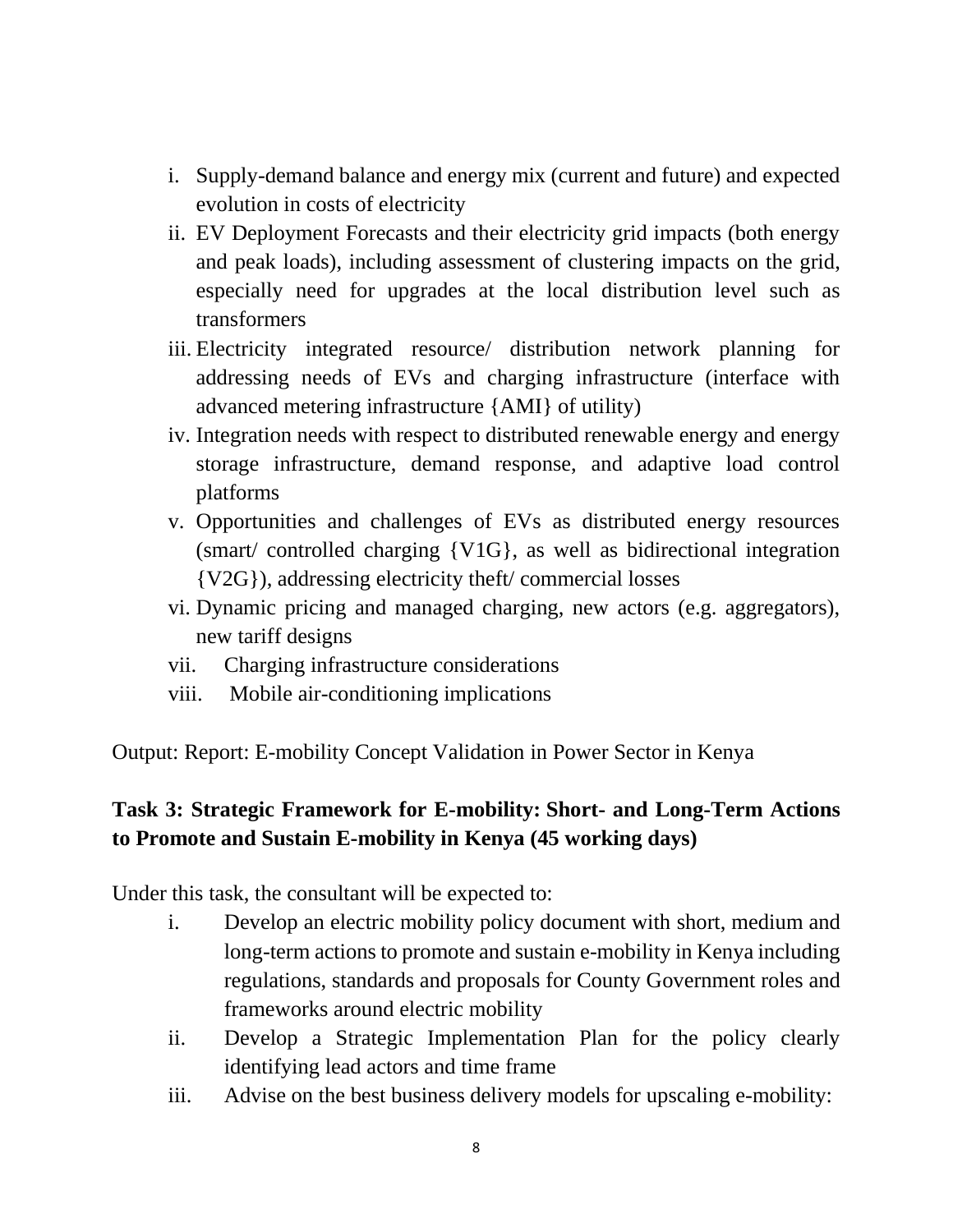i. Supply-demand balance and energy mix (current and future) and expected evolution in costs of electricity
ii. EV Deployment Forecasts and their electricity grid impacts (both energy and peak loads), including assessment of clustering impacts on the grid, especially need for upgrades at the local distribution level such as transformers
iii. Electricity integrated resource/ distribution network planning for addressing needs of EVs and charging infrastructure (interface with advanced metering infrastructure {AMI} of utility)
iv. Integration needs with respect to distributed renewable energy and energy storage infrastructure, demand response, and adaptive load control platforms
v. Opportunities and challenges of EVs as distributed energy resources (smart/ controlled charging {V1G}, as well as bidirectional integration {V2G}), addressing electricity theft/ commercial losses
vi. Dynamic pricing and managed charging, new actors (e.g. aggregators), new tariff designs
vii. Charging infrastructure considerations
viii. Mobile air-conditioning implications

Output: Report: E-mobility Concept Validation in Power Sector in Kenya

**Task 3: Strategic Framework for E-mobility: Short- and Long-Term Actions to Promote and Sustain E-mobility in Kenya (45 working days)**

Under this task, the consultant will be expected to:

i. Develop an electric mobility policy document with short, medium and long-term actions to promote and sustain e-mobility in Kenya including regulations, standards and proposals for County Government roles and frameworks around electric mobility
ii. Develop a Strategic Implementation Plan for the policy clearly identifying lead actors and time frame
iii. Advise on the best business delivery models for upscaling e-mobility: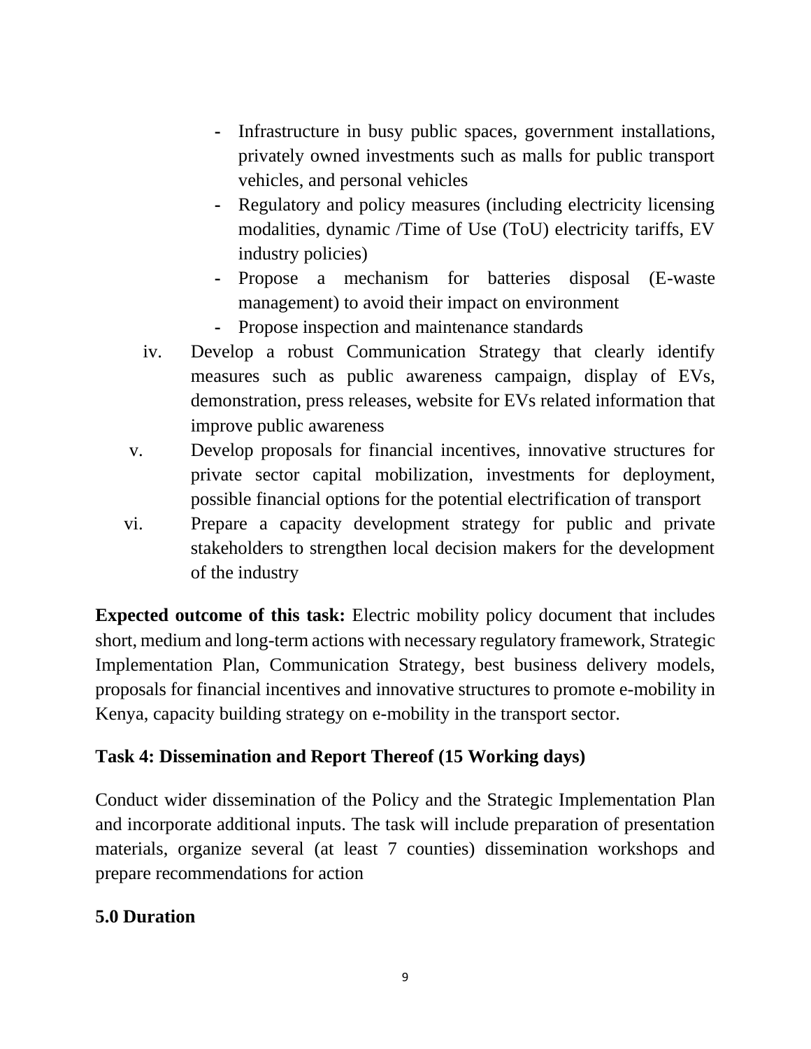- Infrastructure in busy public spaces, government installations, privately owned investments such as malls for public transport vehicles, and personal vehicles
   - Regulatory and policy measures (including electricity licensing modalities, dynamic /Time of Use (ToU) electricity tariffs, EV industry policies)
   - Propose a mechanism for batteries disposal (E-waste management) to avoid their impact on environment
   - Propose inspection and maintenance standards

iv. Develop a robust Communication Strategy that clearly identify measures such as public awareness campaign, display of EVs, demonstration, press releases, website for EVs related information that improve public awareness

v. Develop proposals for financial incentives, innovative structures for private sector capital mobilization, investments for deployment, possible financial options for the potential electrification of transport

vi. Prepare a capacity development strategy for public and private stakeholders to strengthen local decision makers for the development of the industry

**Expected outcome of this task:** Electric mobility policy document that includes short, medium and long-term actions with necessary regulatory framework, Strategic Implementation Plan, Communication Strategy, best business delivery models, proposals for financial incentives and innovative structures to promote e-mobility in Kenya, capacity building strategy on e-mobility in the transport sector.

**Task 4: Dissemination and Report Thereof (15 Working days)**

Conduct wider dissemination of the Policy and the Strategic Implementation Plan and incorporate additional inputs. The task will include preparation of presentation materials, organize several (at least 7 counties) dissemination workshops and prepare recommendations for action

## 5.0 Duration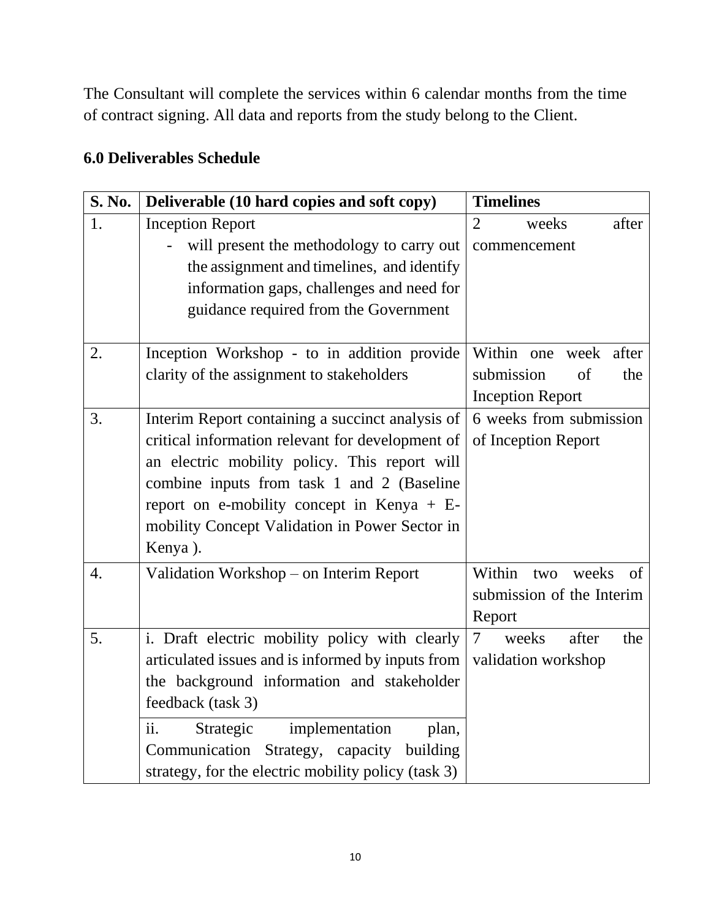The Consultant will complete the services within 6 calendar months from the time of contract signing. All data and reports from the study belong to the Client.

## 6.0 Deliverables Schedule

| S. No. | Deliverable (10 hard copies and soft copy) | Timelines |
|---|---|---|
| 1. | Inception Report<br>- will present the methodology to carry out the assignment and timelines, and identify information gaps, challenges and need for guidance required from the Government | 2 weeks after commencement |
| 2. | Inception Workshop - to in addition provide clarity of the assignment to stakeholders | Within one week after submission of the Inception Report |
| 3. | Interim Report containing a succinct analysis of critical information relevant for development of an electric mobility policy. This report will combine inputs from task 1 and 2 (Baseline report on e-mobility concept in Kenya + E-mobility Concept Validation in Power Sector in Kenya ). | 6 weeks from submission of Inception Report |
| 4. | Validation Workshop – on Interim Report | Within two weeks of submission of the Interim Report |
| 5. | i. Draft electric mobility policy with clearly articulated issues and is informed by inputs from the background information and stakeholder feedback (task 3)<br>ii. Strategic implementation plan, Communication Strategy, capacity building strategy, for the electric mobility policy (task 3) | 7 weeks after the validation workshop |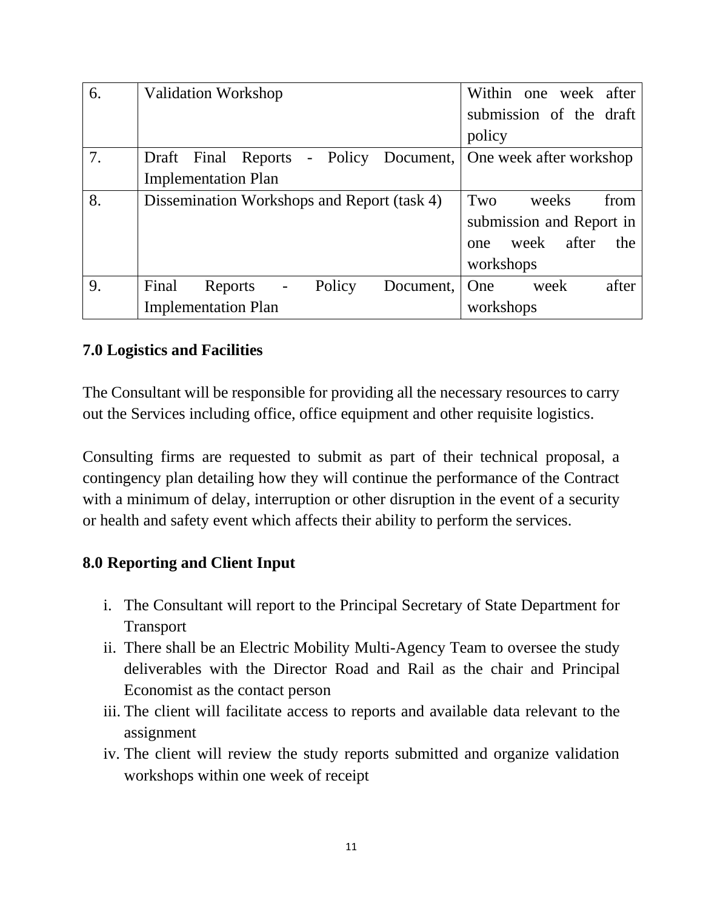| 6. | Validation Workshop | Within one week after submission of the draft policy |
|---|---|---|
| 7. | Draft Final Reports - Policy Document, Implementation Plan | One week after workshop |
| 8. | Dissemination Workshops and Report (task 4) | Two weeks from submission and Report in one week after the workshops |
| 9. | Final Reports - Policy Document, Implementation Plan | One week after workshops |

## 7.0 Logistics and Facilities

The Consultant will be responsible for providing all the necessary resources to carry out the Services including office, office equipment and other requisite logistics.

Consulting firms are requested to submit as part of their technical proposal, a contingency plan detailing how they will continue the performance of the Contract with a minimum of delay, interruption or other disruption in the event of a security or health and safety event which affects their ability to perform the services.

## 8.0 Reporting and Client Input

i. The Consultant will report to the Principal Secretary of State Department for Transport
ii. There shall be an Electric Mobility Multi-Agency Team to oversee the study deliverables with the Director Road and Rail as the chair and Principal Economist as the contact person
iii. The client will facilitate access to reports and available data relevant to the assignment
iv. The client will review the study reports submitted and organize validation workshops within one week of receipt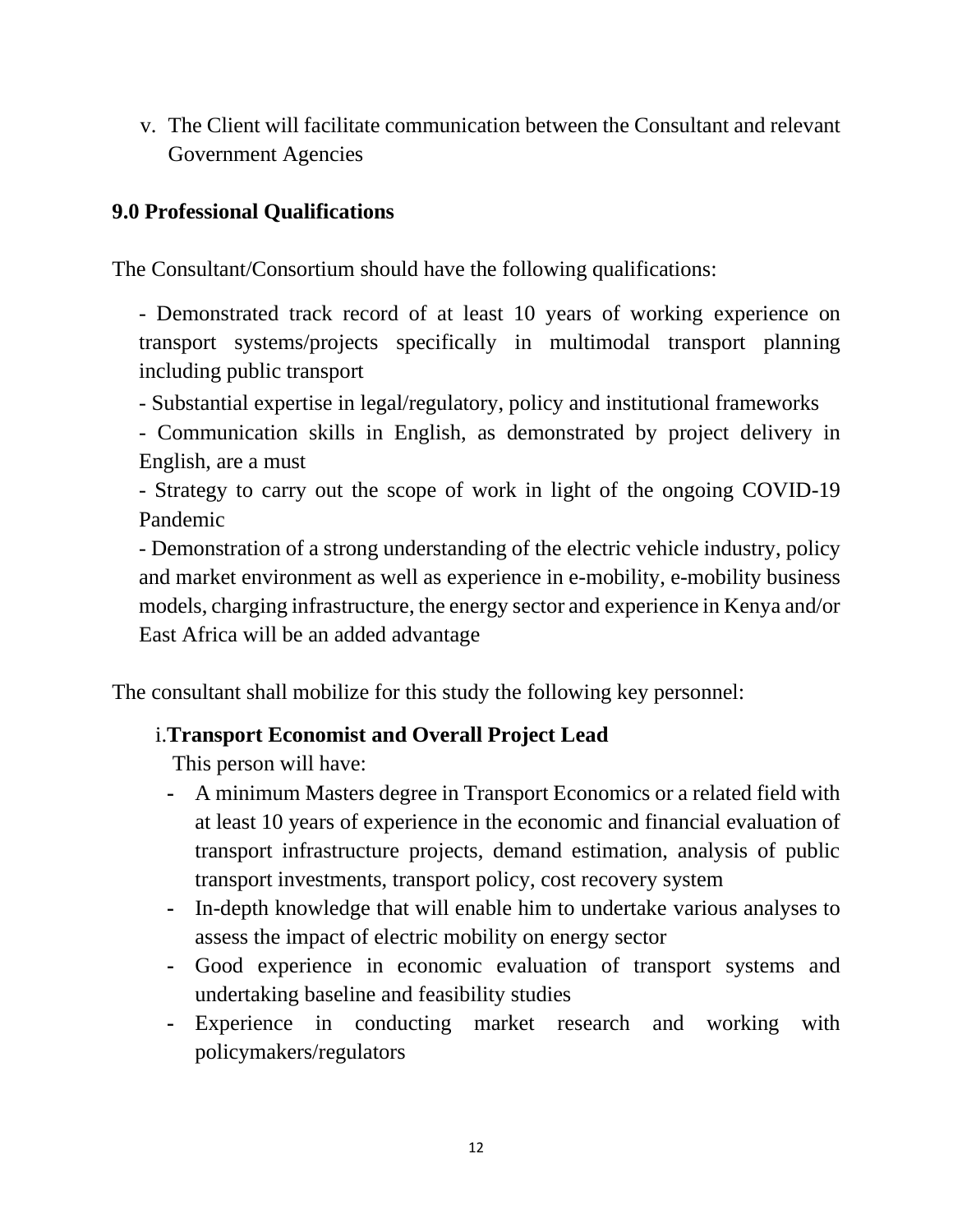v. The Client will facilitate communication between the Consultant and relevant Government Agencies

## 9.0 Professional Qualifications

The Consultant/Consortium should have the following qualifications:

- Demonstrated track record of at least 10 years of working experience on transport systems/projects specifically in multimodal transport planning including public transport
- Substantial expertise in legal/regulatory, policy and institutional frameworks
- Communication skills in English, as demonstrated by project delivery in English, are a must
- Strategy to carry out the scope of work in light of the ongoing COVID-19 Pandemic
- Demonstration of a strong understanding of the electric vehicle industry, policy and market environment as well as experience in e-mobility, e-mobility business models, charging infrastructure, the energy sector and experience in Kenya and/or East Africa will be an added advantage

The consultant shall mobilize for this study the following key personnel:

i. **Transport Economist and Overall Project Lead**

This person will have:

- A minimum Masters degree in Transport Economics or a related field with at least 10 years of experience in the economic and financial evaluation of transport infrastructure projects, demand estimation, analysis of public transport investments, transport policy, cost recovery system
- In-depth knowledge that will enable him to undertake various analyses to assess the impact of electric mobility on energy sector
- Good experience in economic evaluation of transport systems and undertaking baseline and feasibility studies
- Experience in conducting market research and working with policymakers/regulators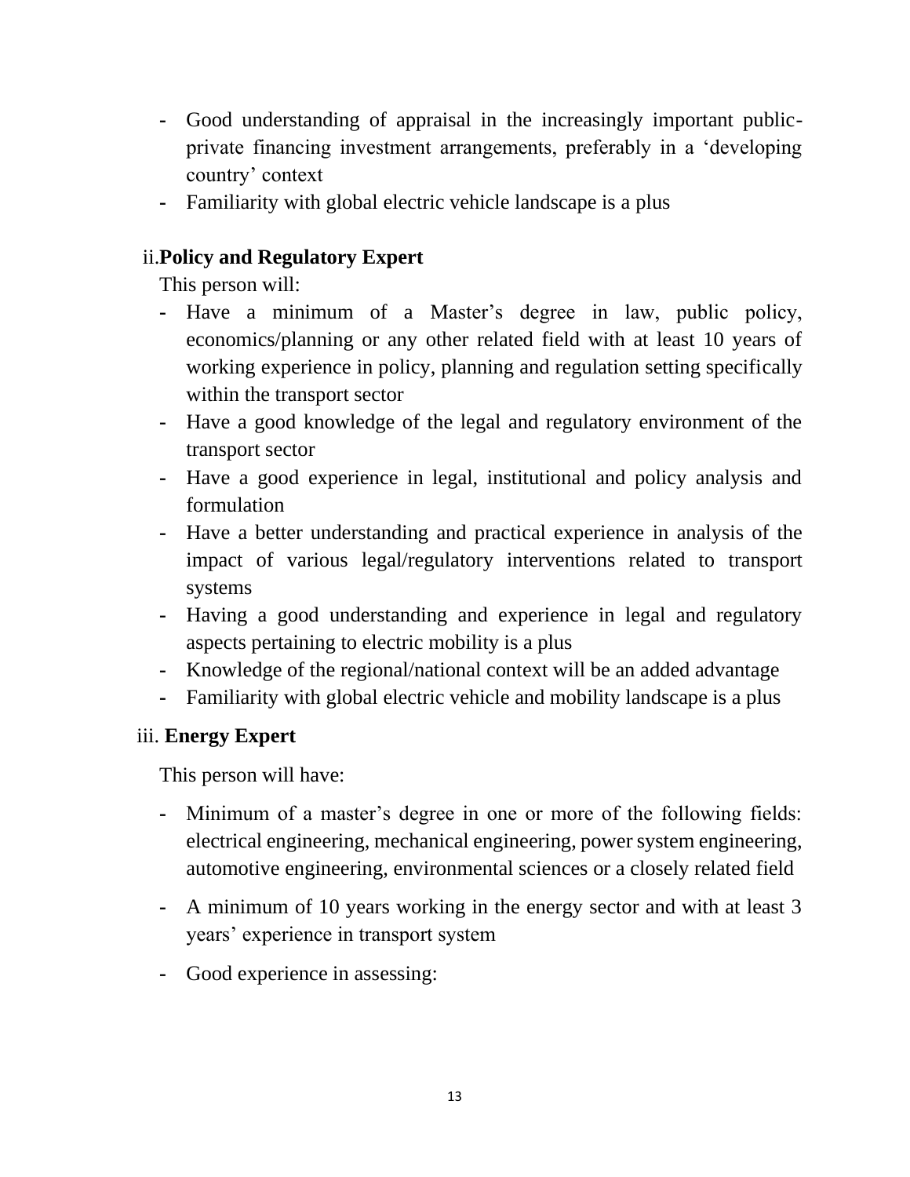- Good understanding of appraisal in the increasingly important public-private financing investment arrangements, preferably in a ‘developing country’ context
- Familiarity with global electric vehicle landscape is a plus

ii. **Policy and Regulatory Expert**

This person will:

- Have a minimum of a Master’s degree in law, public policy, economics/planning or any other related field with at least 10 years of working experience in policy, planning and regulation setting specifically within the transport sector
- Have a good knowledge of the legal and regulatory environment of the transport sector
- Have a good experience in legal, institutional and policy analysis and formulation
- Have a better understanding and practical experience in analysis of the impact of various legal/regulatory interventions related to transport systems
- Having a good understanding and experience in legal and regulatory aspects pertaining to electric mobility is a plus
- Knowledge of the regional/national context will be an added advantage
- Familiarity with global electric vehicle and mobility landscape is a plus

iii. **Energy Expert**

This person will have:

- Minimum of a master’s degree in one or more of the following fields: electrical engineering, mechanical engineering, power system engineering, automotive engineering, environmental sciences or a closely related field
- A minimum of 10 years working in the energy sector and with at least 3 years’ experience in transport system
- Good experience in assessing: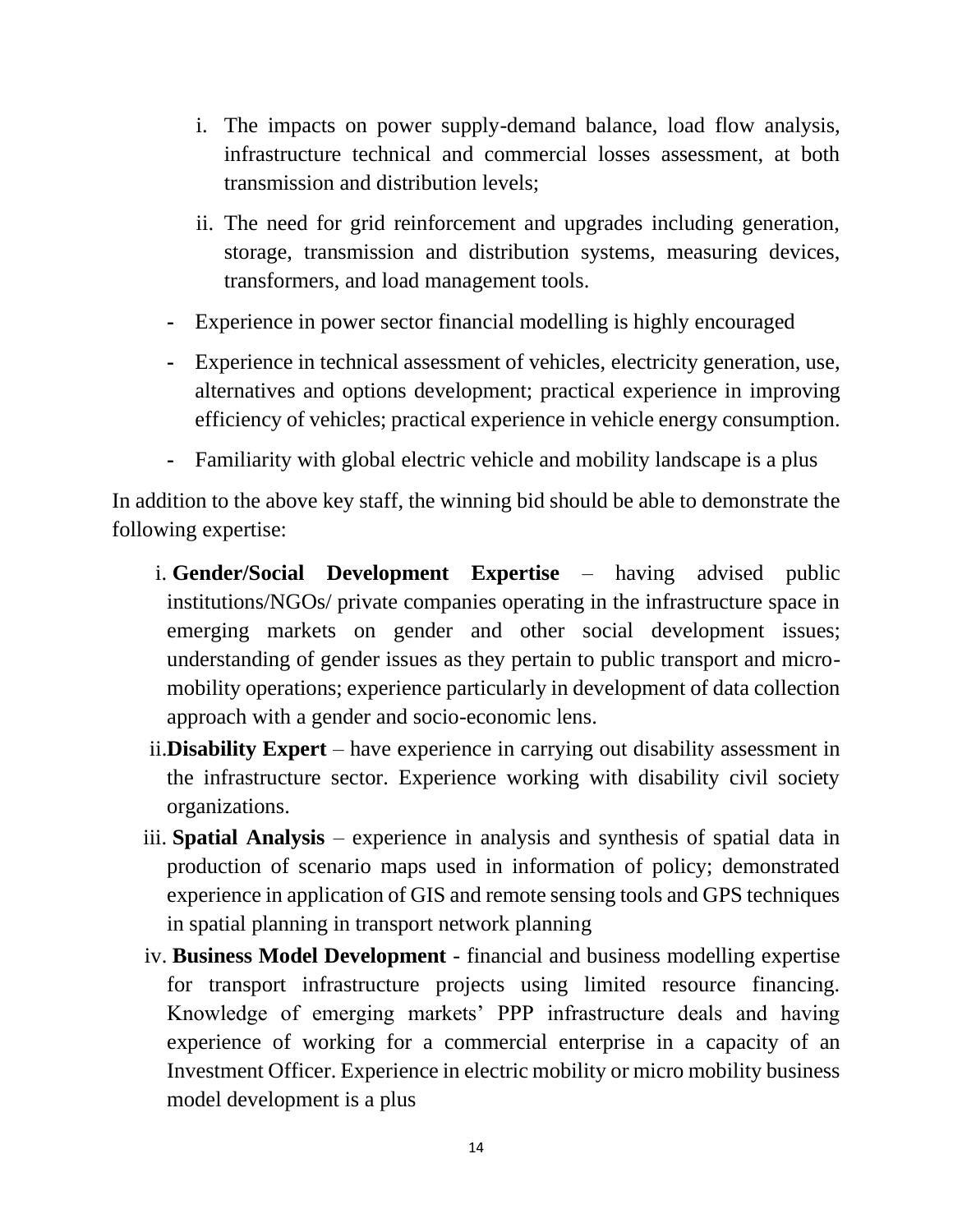i. The impacts on power supply-demand balance, load flow analysis, infrastructure technical and commercial losses assessment, at both transmission and distribution levels;

ii. The need for grid reinforcement and upgrades including generation, storage, transmission and distribution systems, measuring devices, transformers, and load management tools.

- Experience in power sector financial modelling is highly encouraged
- Experience in technical assessment of vehicles, electricity generation, use, alternatives and options development; practical experience in improving efficiency of vehicles; practical experience in vehicle energy consumption.
- Familiarity with global electric vehicle and mobility landscape is a plus

In addition to the above key staff, the winning bid should be able to demonstrate the following expertise:

i. **Gender/Social Development Expertise** – having advised public institutions/NGOs/ private companies operating in the infrastructure space in emerging markets on gender and other social development issues; understanding of gender issues as they pertain to public transport and micro-mobility operations; experience particularly in development of data collection approach with a gender and socio-economic lens.

ii. **Disability Expert** – have experience in carrying out disability assessment in the infrastructure sector. Experience working with disability civil society organizations.

iii. **Spatial Analysis** – experience in analysis and synthesis of spatial data in production of scenario maps used in information of policy; demonstrated experience in application of GIS and remote sensing tools and GPS techniques in spatial planning in transport network planning

iv. **Business Model Development** - financial and business modelling expertise for transport infrastructure projects using limited resource financing. Knowledge of emerging markets' PPP infrastructure deals and having experience of working for a commercial enterprise in a capacity of an Investment Officer. Experience in electric mobility or micro mobility business model development is a plus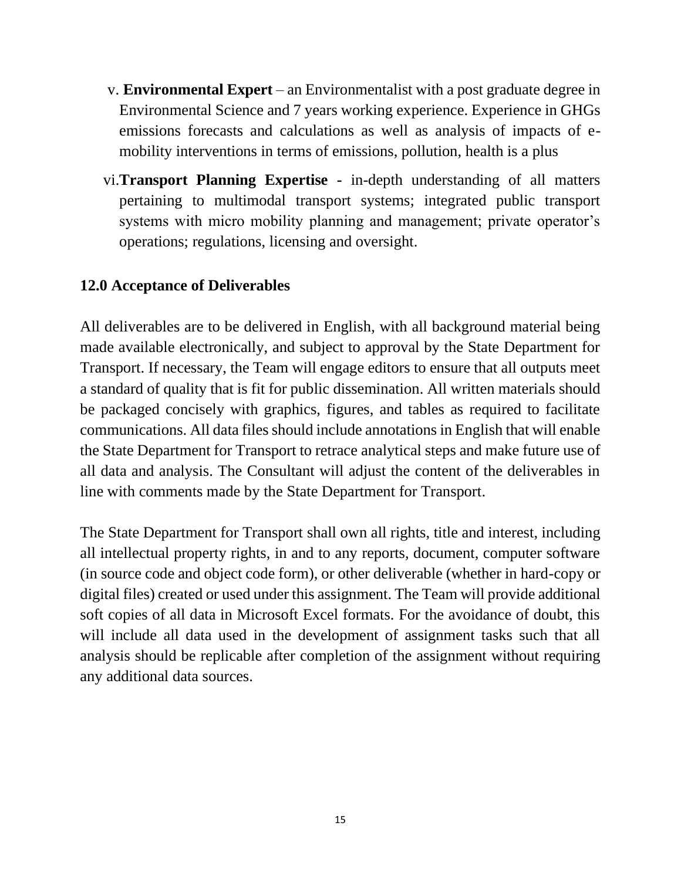v. **Environmental Expert** – an Environmentalist with a post graduate degree in Environmental Science and 7 years working experience. Experience in GHGs emissions forecasts and calculations as well as analysis of impacts of e-mobility interventions in terms of emissions, pollution, health is a plus

vi. **Transport Planning Expertise -** in-depth understanding of all matters pertaining to multimodal transport systems; integrated public transport systems with micro mobility planning and management; private operator's operations; regulations, licensing and oversight.

## 12.0 Acceptance of Deliverables

All deliverables are to be delivered in English, with all background material being made available electronically, and subject to approval by the State Department for Transport. If necessary, the Team will engage editors to ensure that all outputs meet a standard of quality that is fit for public dissemination. All written materials should be packaged concisely with graphics, figures, and tables as required to facilitate communications. All data files should include annotations in English that will enable the State Department for Transport to retrace analytical steps and make future use of all data and analysis. The Consultant will adjust the content of the deliverables in line with comments made by the State Department for Transport.

The State Department for Transport shall own all rights, title and interest, including all intellectual property rights, in and to any reports, document, computer software (in source code and object code form), or other deliverable (whether in hard-copy or digital files) created or used under this assignment. The Team will provide additional soft copies of all data in Microsoft Excel formats. For the avoidance of doubt, this will include all data used in the development of assignment tasks such that all analysis should be replicable after completion of the assignment without requiring any additional data sources.